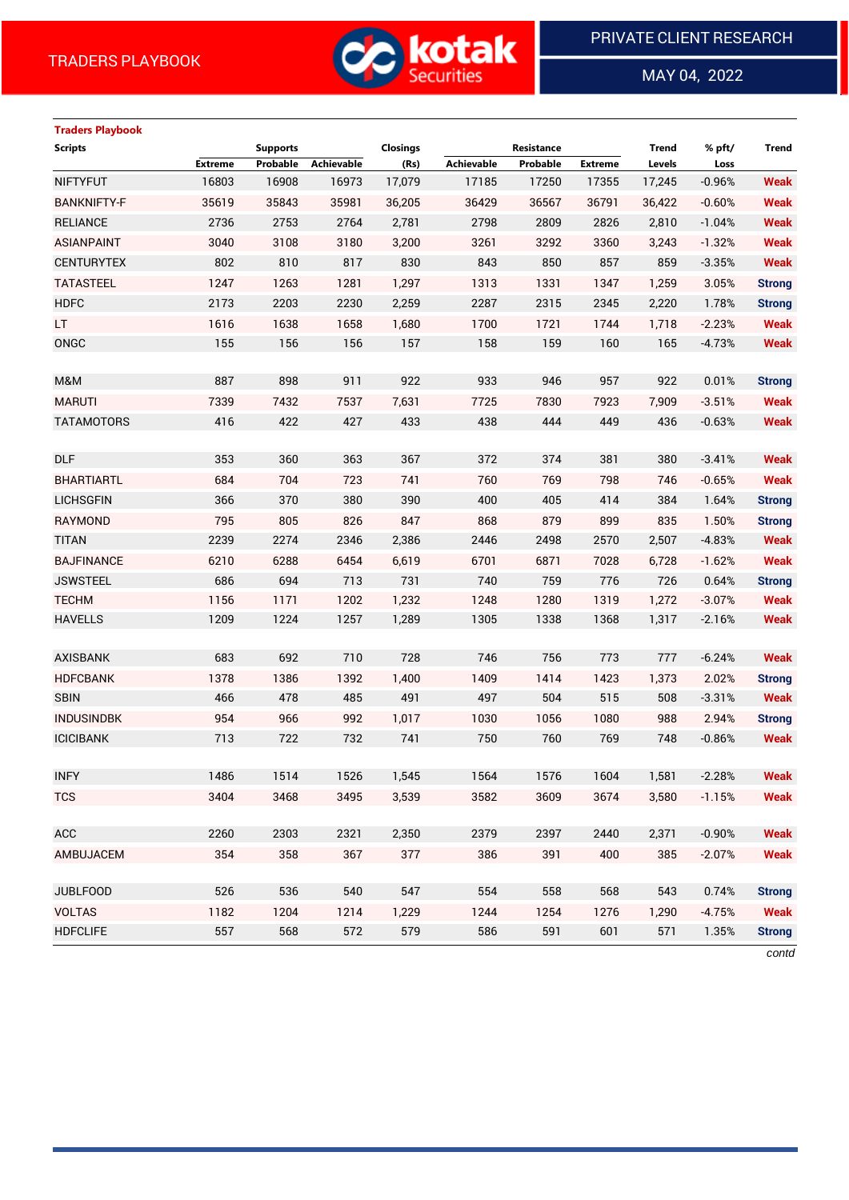# TRADERS PLAYBOOK

PRIVATE CLIENT RESEARCH

MAY 04, 2022

**Traders Playbook**

| Scripts | Supports | | | Closings | Resistance | | | Trend | % pft/ | Trend |
|---|---|---|---|---|---|---|---|---|---|---|
| | Extreme | Probable | Achievable | (Rs) | Achievable | Probable | Extreme | Levels | Loss | |
| NIFTYFUT | 16803 | 16908 | 16973 | 17,079 | 17185 | 17250 | 17355 | 17,245 | -0.96% | Weak |
| BANKNIFTY-F | 35619 | 35843 | 35981 | 36,205 | 36429 | 36567 | 36791 | 36,422 | -0.60% | Weak |
| RELIANCE | 2736 | 2753 | 2764 | 2,781 | 2798 | 2809 | 2826 | 2,810 | -1.04% | Weak |
| ASIANPAINT | 3040 | 3108 | 3180 | 3,200 | 3261 | 3292 | 3360 | 3,243 | -1.32% | Weak |
| CENTURYTEX | 802 | 810 | 817 | 830 | 843 | 850 | 857 | 859 | -3.35% | Weak |
| TATASTEEL | 1247 | 1263 | 1281 | 1,297 | 1313 | 1331 | 1347 | 1,259 | 3.05% | Strong |
| HDFC | 2173 | 2203 | 2230 | 2,259 | 2287 | 2315 | 2345 | 2,220 | 1.78% | Strong |
| LT | 1616 | 1638 | 1658 | 1,680 | 1700 | 1721 | 1744 | 1,718 | -2.23% | Weak |
| ONGC | 155 | 156 | 156 | 157 | 158 | 159 | 160 | 165 | -4.73% | Weak |
| | | | | | | | | | | |
| M&M | 887 | 898 | 911 | 922 | 933 | 946 | 957 | 922 | 0.01% | Strong |
| MARUTI | 7339 | 7432 | 7537 | 7,631 | 7725 | 7830 | 7923 | 7,909 | -3.51% | Weak |
| TATAMOTORS | 416 | 422 | 427 | 433 | 438 | 444 | 449 | 436 | -0.63% | Weak |
| | | | | | | | | | | |
| DLF | 353 | 360 | 363 | 367 | 372 | 374 | 381 | 380 | -3.41% | Weak |
| BHARTIARTL | 684 | 704 | 723 | 741 | 760 | 769 | 798 | 746 | -0.65% | Weak |
| LICHSGFIN | 366 | 370 | 380 | 390 | 400 | 405 | 414 | 384 | 1.64% | Strong |
| RAYMOND | 795 | 805 | 826 | 847 | 868 | 879 | 899 | 835 | 1.50% | Strong |
| TITAN | 2239 | 2274 | 2346 | 2,386 | 2446 | 2498 | 2570 | 2,507 | -4.83% | Weak |
| BAJFINANCE | 6210 | 6288 | 6454 | 6,619 | 6701 | 6871 | 7028 | 6,728 | -1.62% | Weak |
| JSWSTEEL | 686 | 694 | 713 | 731 | 740 | 759 | 776 | 726 | 0.64% | Strong |
| TECHM | 1156 | 1171 | 1202 | 1,232 | 1248 | 1280 | 1319 | 1,272 | -3.07% | Weak |
| HAVELLS | 1209 | 1224 | 1257 | 1,289 | 1305 | 1338 | 1368 | 1,317 | -2.16% | Weak |
| | | | | | | | | | | |
| AXISBANK | 683 | 692 | 710 | 728 | 746 | 756 | 773 | 777 | -6.24% | Weak |
| HDFCBANK | 1378 | 1386 | 1392 | 1,400 | 1409 | 1414 | 1423 | 1,373 | 2.02% | Strong |
| SBIN | 466 | 478 | 485 | 491 | 497 | 504 | 515 | 508 | -3.31% | Weak |
| INDUSINDBK | 954 | 966 | 992 | 1,017 | 1030 | 1056 | 1080 | 988 | 2.94% | Strong |
| ICICIBANK | 713 | 722 | 732 | 741 | 750 | 760 | 769 | 748 | -0.86% | Weak |
| | | | | | | | | | | |
| INFY | 1486 | 1514 | 1526 | 1,545 | 1564 | 1576 | 1604 | 1,581 | -2.28% | Weak |
| TCS | 3404 | 3468 | 3495 | 3,539 | 3582 | 3609 | 3674 | 3,580 | -1.15% | Weak |
| | | | | | | | | | | |
| ACC | 2260 | 2303 | 2321 | 2,350 | 2379 | 2397 | 2440 | 2,371 | -0.90% | Weak |
| AMBUJACEM | 354 | 358 | 367 | 377 | 386 | 391 | 400 | 385 | -2.07% | Weak |
| | | | | | | | | | | |
| JUBLFOOD | 526 | 536 | 540 | 547 | 554 | 558 | 568 | 543 | 0.74% | Strong |
| VOLTAS | 1182 | 1204 | 1214 | 1,229 | 1244 | 1254 | 1276 | 1,290 | -4.75% | Weak |
| HDFCLIFE | 557 | 568 | 572 | 579 | 586 | 591 | 601 | 571 | 1.35% | Strong |

*contd*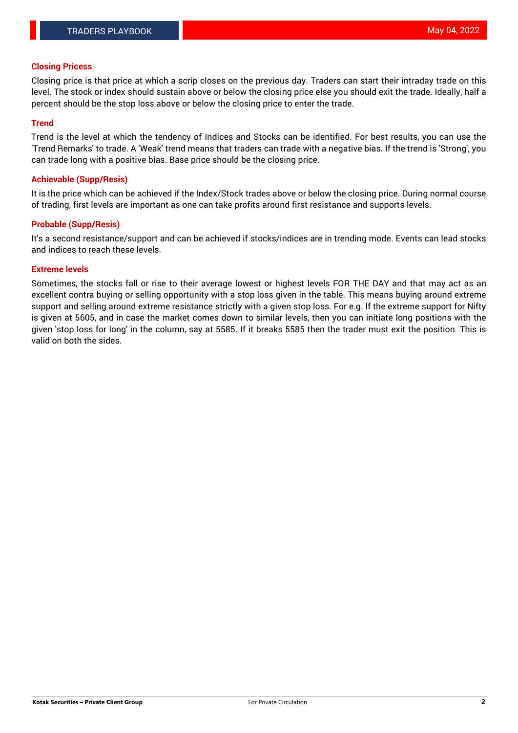### Closing Pricess

Closing price is that price at which a scrip closes on the previous day. Traders can start their intraday trade on this level. The stock or index should sustain above or below the closing price else you should exit the trade. Ideally, half a percent should be the stop loss above or below the closing price to enter the trade.

### Trend

Trend is the level at which the tendency of Indices and Stocks can be identified. For best results, you can use the 'Trend Remarks' to trade. A 'Weak' trend means that traders can trade with a negative bias. If the trend is 'Strong', you can trade long with a positive bias. Base price should be the closing price.

### Achievable (Supp/Resis)

It is the price which can be achieved if the Index/Stock trades above or below the closing price. During normal course of trading, first levels are important as one can take profits around first resistance and supports levels.

### Probable (Supp/Resis)

It's a second resistance/support and can be achieved if stocks/indices are in trending mode. Events can lead stocks and indices to reach these levels.

### Extreme levels

Sometimes, the stocks fall or rise to their average lowest or highest levels FOR THE DAY and that may act as an excellent contra buying or selling opportunity with a stop loss given in the table. This means buying around extreme support and selling around extreme resistance strictly with a given stop loss. For e.g. If the extreme support for Nifty is given at 5605, and in case the market comes down to similar levels, then you can initiate long positions with the given 'stop loss for long' in the column, say at 5585. If it breaks 5585 then the trader must exit the position. This is valid on both the sides.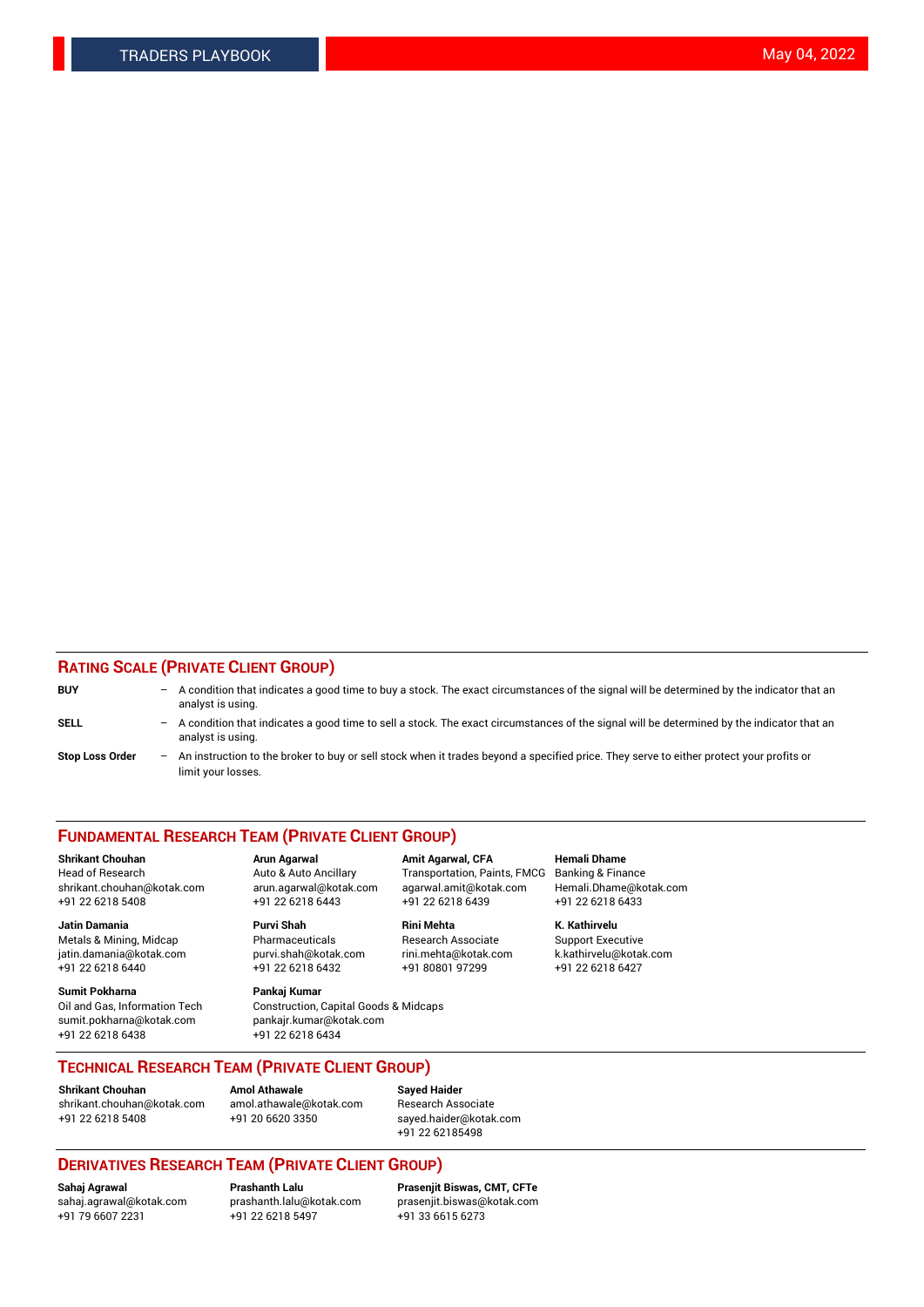## RATING SCALE (PRIVATE CLIENT GROUP)

**BUY** – A condition that indicates a good time to buy a stock. The exact circumstances of the signal will be determined by the indicator that an analyst is using.

**SELL** – A condition that indicates a good time to sell a stock. The exact circumstances of the signal will be determined by the indicator that an analyst is using.

**Stop Loss Order** – An instruction to the broker to buy or sell stock when it trades beyond a specified price. They serve to either protect your profits or limit your losses.

## FUNDAMENTAL RESEARCH TEAM (PRIVATE CLIENT GROUP)

**Shrikant Chouhan**
Head of Research
shrikant.chouhan@kotak.com
+91 22 6218 5408

**Arun Agarwal**
Auto & Auto Ancillary
arun.agarwal@kotak.com
+91 22 6218 6443

**Amit Agarwal, CFA**
Transportation, Paints, FMCG
agarwal.amit@kotak.com
+91 22 6218 6439

**Hemali Dhame**
Banking & Finance
Hemali.Dhame@kotak.com
+91 22 6218 6433

**Jatin Damania**
Metals & Mining, Midcap
jatin.damania@kotak.com
+91 22 6218 6440

**Purvi Shah**
Pharmaceuticals
purvi.shah@kotak.com
+91 22 6218 6432

**Rini Mehta**
Research Associate
rini.mehta@kotak.com
+91 80801 97299

**K. Kathirvelu**
Support Executive
k.kathirvelu@kotak.com
+91 22 6218 6427

**Sumit Pokharna**
Oil and Gas, Information Tech
sumit.pokharna@kotak.com
+91 22 6218 6438

**Pankaj Kumar**
Construction, Capital Goods & Midcaps
pankajr.kumar@kotak.com
+91 22 6218 6434

## TECHNICAL RESEARCH TEAM (PRIVATE CLIENT GROUP)

**Shrikant Chouhan**
shrikant.chouhan@kotak.com
+91 22 6218 5408

**Amol Athawale**
amol.athawale@kotak.com
+91 20 6620 3350

**Sayed Haider**
Research Associate
sayed.haider@kotak.com
+91 22 62185498

## DERIVATIVES RESEARCH TEAM (PRIVATE CLIENT GROUP)

**Sahaj Agrawal**
sahaj.agrawal@kotak.com
+91 79 6607 2231

**Prashanth Lalu**
prashanth.lalu@kotak.com
+91 22 6218 5497

**Prasenjit Biswas, CMT, CFTe**
prasenjit.biswas@kotak.com
+91 33 6615 6273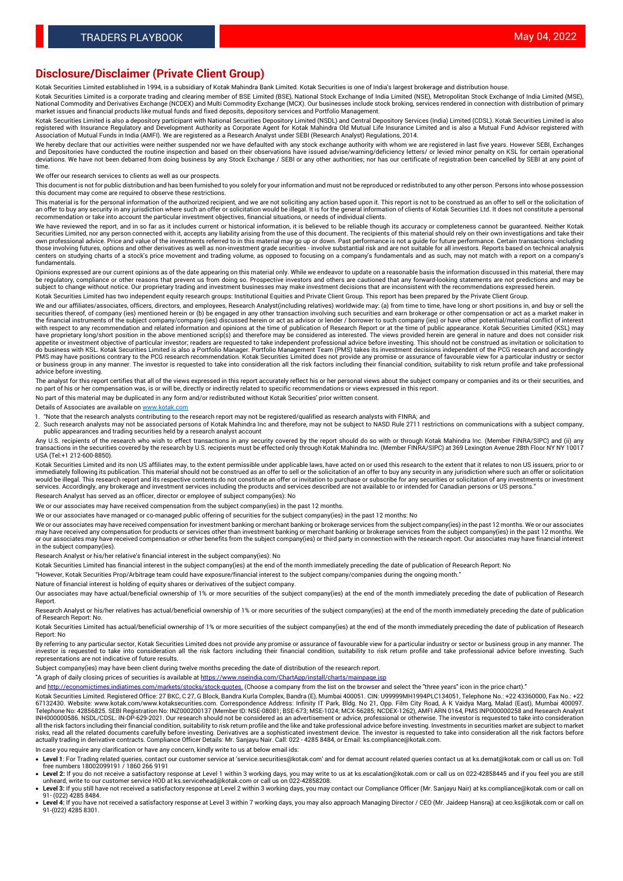## Disclosure/Disclaimer (Private Client Group)

Kotak Securities Limited established in 1994, is a subsidiary of Kotak Mahindra Bank Limited. Kotak Securities is one of India's largest brokerage and distribution house.

Kotak Securities Limited is a corporate trading and clearing member of BSE Limited (BSE), National Stock Exchange of India Limited (NSE), Metropolitan Stock Exchange of India Limited (MSE), National Commodity and Derivatives Exchange (NCDEX) and Multi Commodity Exchange (MCX). Our businesses include stock broking, services rendered in connection with distribution of primary market issues and financial products like mutual funds and fixed deposits, depository services and Portfolio Management.

Kotak Securities Limited is also a depository participant with National Securities Depository Limited (NSDL) and Central Depository Services (India) Limited (CDSL). Kotak Securities Limited is also registered with Insurance Regulatory and Development Authority as Corporate Agent for Kotak Mahindra Old Mutual Life Insurance Limited and is also a Mutual Fund Advisor registered with Association of Mutual Funds in India (AMFI). We are registered as a Research Analyst under SEBI (Research Analyst) Regulations, 2014.

We hereby declare that our activities were neither suspended nor we have defaulted with any stock exchange authority with whom we are registered in last five years. However SEBI, Exchanges and Depositories have conducted the routine inspection and based on their observations have issued advise/warning/deficiency letters/ or levied minor penalty on KSL for certain operational deviations. We have not been debarred from doing business by any Stock Exchange / SEBI or any other authorities; nor has our certificate of registration been cancelled by SEBI at any point of time.

We offer our research services to clients as well as our prospects.

This document is not for public distribution and has been furnished to you solely for your information and must not be reproduced or redistributed to any other person. Persons into whose possession this document may come are required to observe these restrictions.

This material is for the personal information of the authorized recipient, and we are not soliciting any action based upon it. This report is not to be construed as an offer to sell or the solicitation of an offer to buy any security in any jurisdiction where such an offer or solicitation would be illegal. It is for the general information of clients of Kotak Securities Ltd. It does not constitute a personal recommendation or take into account the particular investment objectives, financial situations, or needs of individual clients.

We have reviewed the report, and in so far as it includes current or historical information, it is believed to be reliable though its accuracy or completeness cannot be guaranteed. Neither Kotak Securities Limited, nor any person connected with it, accepts any liability arising from the use of this document. The recipients of this material should rely on their own investigations and take their own professional advice. Price and value of the investments referred to in this material may go up or down. Past performance is not a guide for future performance. Certain transactions -including those involving futures, options and other derivatives as well as non-investment grade securities - involve substantial risk and are not suitable for all investors. Reports based on technical analysis centers on studying charts of a stock's price movement and trading volume, as opposed to focusing on a company's fundamentals and as such, may not match with a report on a company's fundamentals.

Opinions expressed are our current opinions as of the date appearing on this material only. While we endeavor to update on a reasonable basis the information discussed in this material, there may be regulatory, compliance or other reasons that prevent us from doing so. Prospective investors and others are cautioned that any forward-looking statements are not predictions and may be subject to change without notice. Our proprietary trading and investment businesses may make investment decisions that are inconsistent with the recommendations expressed herein.

Kotak Securities Limited has two independent equity research groups: Institutional Equities and Private Client Group. This report has been prepared by the Private Client Group.

We and our affiliates/associates, officers, directors, and employees, Research Analyst(including relatives) worldwide may: (a) from time to time, have long or short positions in, and buy or sell the securities thereof, of company (ies) mentioned herein or (b) be engaged in any other transaction involving such securities and earn brokerage or other compensation or act as a market maker in the financial instruments of the subject company/company (ies) discussed herein or act as advisor or lender / borrower to such company (ies) or have other potential/material conflict of interest with respect to any recommendation and related information and opinions at the time of publication of Research Report or at the time of public appearance. Kotak Securities Limited (KSL) may have proprietary long/short position in the above mentioned scrip(s) and therefore may be considered as interested. The views provided herein are general in nature and does not consider risk appetite or investment objective of particular investor; readers are requested to take independent professional advice before investing. This should not be construed as invitation or solicitation to do business with KSL. Kotak Securities Limited is also a Portfolio Manager. Portfolio Management Team (PMS) takes its investment decisions independent of the PCG research and accordingly PMS may have positions contrary to the PCG research recommendation. Kotak Securities Limited does not provide any promise or assurance of favourable view for a particular industry or sector or business group in any manner. The investor is requested to take into consideration all the risk factors including their financial condition, suitability to risk return profile and take professional advice before investing.

The analyst for this report certifies that all of the views expressed in this report accurately reflect his or her personal views about the subject company or companies and its or their securities, and no part of his or her compensation was, is or will be, directly or indirectly related to specific recommendations or views expressed in this report.

No part of this material may be duplicated in any form and/or redistributed without Kotak Securities' prior written consent.

Details of Associates are available on www.kotak.com

1. "Note that the research analysts contributing to the research report may not be registered/qualified as research analysts with FINRA; and
2. Such research analysts may not be associated persons of Kotak Mahindra Inc and therefore, may not be subject to NASD Rule 2711 restrictions on communications with a subject company, public appearances and trading securities held by a research analyst account

Any U.S. recipients of the research who wish to effect transactions in any security covered by the report should do so with or through Kotak Mahindra Inc. (Member FINRA/SIPC) and (ii) any transactions in the securities covered by the research by U.S. recipients must be effected only through Kotak Mahindra Inc. (Member FINRA/SIPC) at 369 Lexington Avenue 28th Floor NY NY 10017 USA (Tel:+1 212-600-8850).

Kotak Securities Limited and its non US affiliates may, to the extent permissible under applicable laws, have acted on or used this research to the extent that it relates to non US issuers, prior to or immediately following its publication. This material should not be construed as an offer to sell or the solicitation of an offer to buy any security in any jurisdiction where such an offer or solicitation would be illegal. This research report and its respective contents do not constitute an offer or invitation to purchase or subscribe for any securities or solicitation of any investments or investment services. Accordingly, any brokerage and investment services including the products and services described are not available to or intended for Canadian persons or US persons."

Research Analyst has served as an officer, director or employee of subject company(ies): No

We or our associates may have received compensation from the subject company(ies) in the past 12 months.

We or our associates have managed or co-managed public offering of securities for the subject company(ies) in the past 12 months: No

We or our associates may have received compensation for investment banking or merchant banking or brokerage services from the subject company(ies) in the past 12 months. We or our associates may have received any compensation for products or services other than investment banking or merchant banking or brokerage services from the subject company(ies) in the past 12 months. We or our associates may have received compensation or other benefits from the subject company(ies) or third party in connection with the research report. Our associates may have financial interest in the subject company(ies).

Research Analyst or his/her relative's financial interest in the subject company(ies): No

Kotak Securities Limited has financial interest in the subject company(ies) at the end of the month immediately preceding the date of publication of Research Report: No

"However, Kotak Securities Prop/Arbitrage team could have exposure/financial interest to the subject company/companies during the ongoing month."

Nature of financial interest is holding of equity shares or derivatives of the subject company.

Our associates may have actual/beneficial ownership of 1% or more securities of the subject company(ies) at the end of the month immediately preceding the date of publication of Research Report.

Research Analyst or his/her relatives has actual/beneficial ownership of 1% or more securities of the subject company(ies) at the end of the month immediately preceding the date of publication of Research Report: No.

Kotak Securities Limited has actual/beneficial ownership of 1% or more securities of the subject company(ies) at the end of the month immediately preceding the date of publication of Research Report: No

By referring to any particular sector, Kotak Securities Limited does not provide any promise or assurance of favourable view for a particular industry or sector or business group in any manner. The investor is requested to take into consideration all the risk factors including their financial condition, suitability to risk return profile and take professional advice before investing. Such representations are not indicative of future results.

Subject company(ies) may have been client during twelve months preceding the date of distribution of the research report.

"A graph of daily closing prices of securities is available at https://www.nseindia.com/ChartApp/install/charts/mainpage.jsp

and http://economictimes.indiatimes.com/markets/stocks/stock-quotes. (Choose a company from the list on the browser and select the "three years" icon in the price chart)."

Kotak Securities Limited. Registered Office: 27 BKC, C 27, G Block, Bandra Kurla Complex, Bandra (E), Mumbai 400051. CIN: U99999MH1994PLC134051, Telephone No.: +22 43360000, Fax No.: +22 67132430. Website: www.kotak.com/www.kotaksecurities.com. Correspondence Address: Infinity IT Park, Bldg. No 21, Opp. Film City Road, A K Vaidya Marg, Malad (East), Mumbai 400097. Telephone No: 42856825. SEBI Registration No: INZ000200137 (Member ID: NSE-08081; BSE-673; MSE-1024; MCX-56285; NCDEX-1262), AMFI ARN 0164, PMS INP000000258 and Research Analyst INH000000586. NSDL/CDSL: IN-DP-629-2021. Our research should not be considered as an advertisement or advice, professional or otherwise. The investor is requested to take into consideration all the risk factors including their financial condition, suitability to risk return profile and the like and take professional advice before investing. Investments in securities market are subject to market risks, read all the related documents carefully before investing. Derivatives are a sophisticated investment device. The investor is requested to take into consideration all the risk factors before actually trading in derivative contracts. Compliance Officer Details: Mr. Sanjayu Nair. Call: 022 - 4285 8484, or Email: ks.compliance@kotak.com.

In case you require any clarification or have any concern, kindly write to us at below email ids:

- **Level 1**: For Trading related queries, contact our customer service at 'service.securities@kotak.com' and for demat account related queries contact us at ks.demat@kotak.com or call us on: Toll free numbers 18002099191 / 1860 266 9191
- **Level 2:** If you do not receive a satisfactory response at Level 1 within 3 working days, you may write to us at ks.escalation@kotak.com or call us on 022-42858445 and if you feel you are still unheard, write to our customer service HOD at ks.servicehead@kotak.com or call us on 022-42858208.
- **Level 3:** If you still have not received a satisfactory response at Level 2 within 3 working days, you may contact our Compliance Officer (Mr. Sanjayu Nair) at ks.compliance@kotak.com or call on 91- (022) 4285 8484.
- **Level 4:** If you have not received a satisfactory response at Level 3 within 7 working days, you may also approach Managing Director / CEO (Mr. Jaideep Hansraj) at ceo.ks@kotak.com or call on 91-(022) 4285 8301.